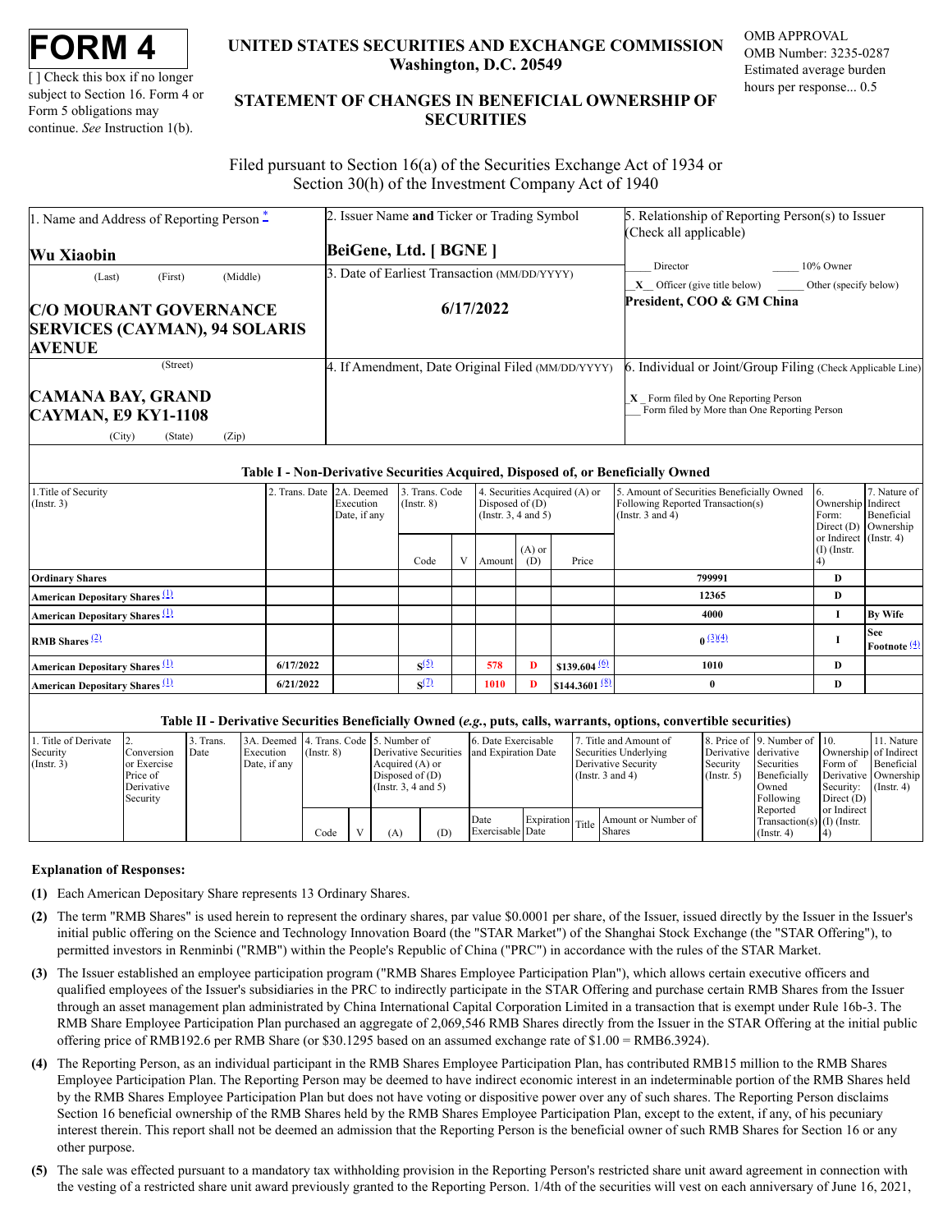# FORM 4

[ ] Check this box if no longer subject to Section 16. Form 4 or Form 5 obligations may continue. *See* Instruction 1(b).

**UNITED STATES SECURITIES AND EXCHANGE COMMISSION**
**Washington, D.C. 20549**

**STATEMENT OF CHANGES IN BENEFICIAL OWNERSHIP OF SECURITIES**

OMB APPROVAL
OMB Number: 3235-0287
Estimated average burden hours per response... 0.5

Filed pursuant to Section 16(a) of the Securities Exchange Act of 1934 or Section 30(h) of the Investment Company Act of 1940

| 1. Name and Address of Reporting Person * | 2. Issuer Name **and** Ticker or Trading Symbol | 5. Relationship of Reporting Person(s) to Issuer (Check all applicable) |
|---|---|---|
| **Wu Xiaobin** | **BeiGene, Ltd. [ BGNE ]** | ____ Director ____ 10% Owner |
| (Last) (First) (Middle) | 3. Date of Earliest Transaction (MM/DD/YYYY) | _X_ Officer (give title below) ____ Other (specify below) |
| **C/O MOURANT GOVERNANCE SERVICES (CAYMAN), 94 SOLARIS AVENUE** | **6/17/2022** | **President, COO & GM China** |
| (Street) | 4. If Amendment, Date Original Filed (MM/DD/YYYY) | 6. Individual or Joint/Group Filing (Check Applicable Line) |
| **CAMANA BAY, GRAND CAYMAN, E9 KY1-1108** | | _X_ Form filed by One Reporting Person |
| (City) (State) (Zip) | | ___ Form filed by More than One Reporting Person |

**Table I - Non-Derivative Securities Acquired, Disposed of, or Beneficially Owned**

| 1.Title of Security (Instr. 3) | 2. Trans. Date | 2A. Deemed Execution Date, if any | 3. Trans. Code (Instr. 8) | | 4. Securities Acquired (A) or Disposed of (D) (Instr. 3, 4 and 5) | | | 5. Amount of Securities Beneficially Owned Following Reported Transaction(s) (Instr. 3 and 4) | 6. Ownership Form: Direct (D) or Indirect (I) (Instr. 4) | 7. Nature of Indirect Beneficial Ownership (Instr. 4) |
|---|---|---|---|---|---|---|---|---|---|---|
| | | | Code | V | Amount | (A) or (D) | Price | | | |
| **Ordinary Shares** | | | | | | | | **799991** | **D** | |
| **American Depositary Shares** (1) | | | | | | | | **12365** | **D** | |
| **American Depositary Shares** (1) | | | | | | | | **4000** | **I** | **By Wife** |
| **RMB Shares** (2) | | | | | | | | **0** (3)(4) | **I** | **See Footnote** (4) |
| **American Depositary Shares** (1) | **6/17/2022** | | **S** (5) | | **578** | **D** | **$139.604** (6) | **1010** | **D** | |
| **American Depositary Shares** (1) | **6/21/2022** | | **S** (7) | | **1010** | **D** | **$144.3601** (8) | **0** | **D** | |

**Table II - Derivative Securities Beneficially Owned (*e.g.*, puts, calls, warrants, options, convertible securities)**

| 1. Title of Derivate Security (Instr. 3) | 2. Conversion or Exercise Price of Derivative Security | 3. Trans. Date | 3A. Deemed Execution Date, if any | 4. Trans. Code (Instr. 8) | | 5. Number of Derivative Securities Acquired (A) or Disposed of (D) (Instr. 3, 4 and 5) | | 6. Date Exercisable and Expiration Date | | 7. Title and Amount of Securities Underlying Derivative Security (Instr. 3 and 4) | | 8. Price of Derivative Security (Instr. 5) | 9. Number of derivative Securities Beneficially Owned Following Reported Transaction(s) (Instr. 4) | 10. Ownership Form of Derivative Security: Direct (D) or Indirect (I) (Instr. 4) | 11. Nature of Indirect Beneficial Ownership (Instr. 4) |
|---|---|---|---|---|---|---|---|---|---|---|---|---|---|---|---|
| | | | | Code | V | (A) | (D) | Date Exercisable | Expiration Date | Title | Amount or Number of Shares | | | | |

**Explanation of Responses:**

**(1)** Each American Depositary Share represents 13 Ordinary Shares.

**(2)** The term "RMB Shares" is used herein to represent the ordinary shares, par value $0.0001 per share, of the Issuer, issued directly by the Issuer in the Issuer's initial public offering on the Science and Technology Innovation Board (the "STAR Market") of the Shanghai Stock Exchange (the "STAR Offering"), to permitted investors in Renminbi ("RMB") within the People's Republic of China ("PRC") in accordance with the rules of the STAR Market.

**(3)** The Issuer established an employee participation program ("RMB Shares Employee Participation Plan"), which allows certain executive officers and qualified employees of the Issuer's subsidiaries in the PRC to indirectly participate in the STAR Offering and purchase certain RMB Shares from the Issuer through an asset management plan administrated by China International Capital Corporation Limited in a transaction that is exempt under Rule 16b-3. The RMB Share Employee Participation Plan purchased an aggregate of 2,069,546 RMB Shares directly from the Issuer in the STAR Offering at the initial public offering price of RMB192.6 per RMB Share (or $30.1295 based on an assumed exchange rate of $1.00 = RMB6.3924).

**(4)** The Reporting Person, as an individual participant in the RMB Shares Employee Participation Plan, has contributed RMB15 million to the RMB Shares Employee Participation Plan. The Reporting Person may be deemed to have indirect economic interest in an indeterminable portion of the RMB Shares held by the RMB Shares Employee Participation Plan but does not have voting or dispositive power over any of such shares. The Reporting Person disclaims Section 16 beneficial ownership of the RMB Shares held by the RMB Shares Employee Participation Plan, except to the extent, if any, of his pecuniary interest therein. This report shall not be deemed an admission that the Reporting Person is the beneficial owner of such RMB Shares for Section 16 or any other purpose.

**(5)** The sale was effected pursuant to a mandatory tax withholding provision in the Reporting Person's restricted share unit award agreement in connection with the vesting of a restricted share unit award previously granted to the Reporting Person. 1/4th of the securities will vest on each anniversary of June 16, 2021,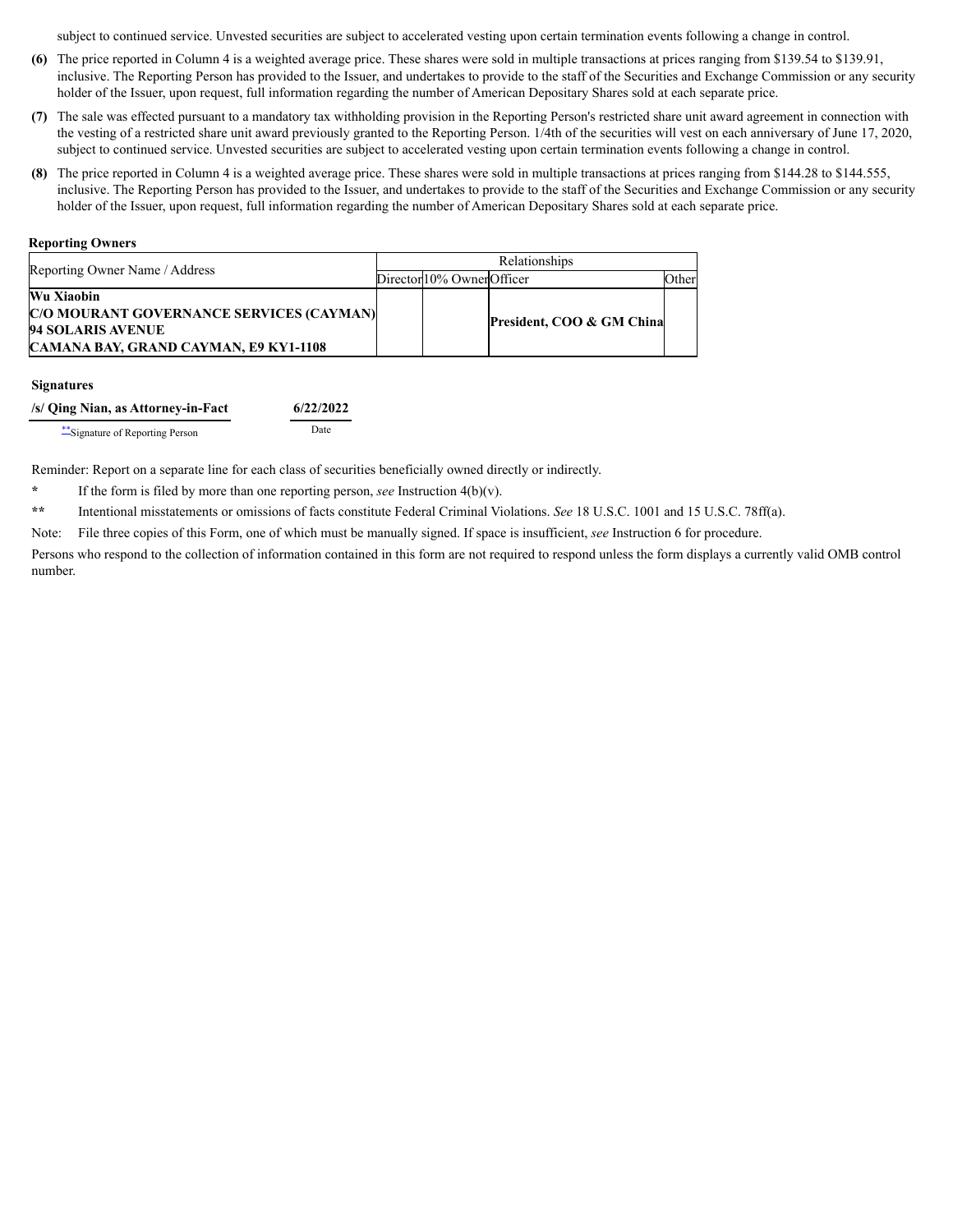subject to continued service. Unvested securities are subject to accelerated vesting upon certain termination events following a change in control.

**(6)** The price reported in Column 4 is a weighted average price. These shares were sold in multiple transactions at prices ranging from $139.54 to $139.91, inclusive. The Reporting Person has provided to the Issuer, and undertakes to provide to the staff of the Securities and Exchange Commission or any security holder of the Issuer, upon request, full information regarding the number of American Depositary Shares sold at each separate price.

**(7)** The sale was effected pursuant to a mandatory tax withholding provision in the Reporting Person's restricted share unit award agreement in connection with the vesting of a restricted share unit award previously granted to the Reporting Person. 1/4th of the securities will vest on each anniversary of June 17, 2020, subject to continued service. Unvested securities are subject to accelerated vesting upon certain termination events following a change in control.

**(8)** The price reported in Column 4 is a weighted average price. These shares were sold in multiple transactions at prices ranging from $144.28 to $144.555, inclusive. The Reporting Person has provided to the Issuer, and undertakes to provide to the staff of the Securities and Exchange Commission or any security holder of the Issuer, upon request, full information regarding the number of American Depositary Shares sold at each separate price.

**Reporting Owners**

| Reporting Owner Name / Address | Relationships | | | |
|---|---|---|---|---|
| | Director | 10% Owner | Officer | Other |
| **Wu Xiaobin**<br>**C/O MOURANT GOVERNANCE SERVICES (CAYMAN)**<br>**94 SOLARIS AVENUE**<br>**CAMANA BAY, GRAND CAYMAN, E9 KY1-1108** | | | **President, COO & GM China** | |

**Signatures**

| | |
|---|---|
| **/s/ Qing Nian, as Attorney-in-Fact** | **6/22/2022** |
| **Signature of Reporting Person | Date |

Reminder: Report on a separate line for each class of securities beneficially owned directly or indirectly.

\* If the form is filed by more than one reporting person, *see* Instruction 4(b)(v).

** Intentional misstatements or omissions of facts constitute Federal Criminal Violations. *See* 18 U.S.C. 1001 and 15 U.S.C. 78ff(a).

Note: File three copies of this Form, one of which must be manually signed. If space is insufficient, *see* Instruction 6 for procedure.

Persons who respond to the collection of information contained in this form are not required to respond unless the form displays a currently valid OMB control number.